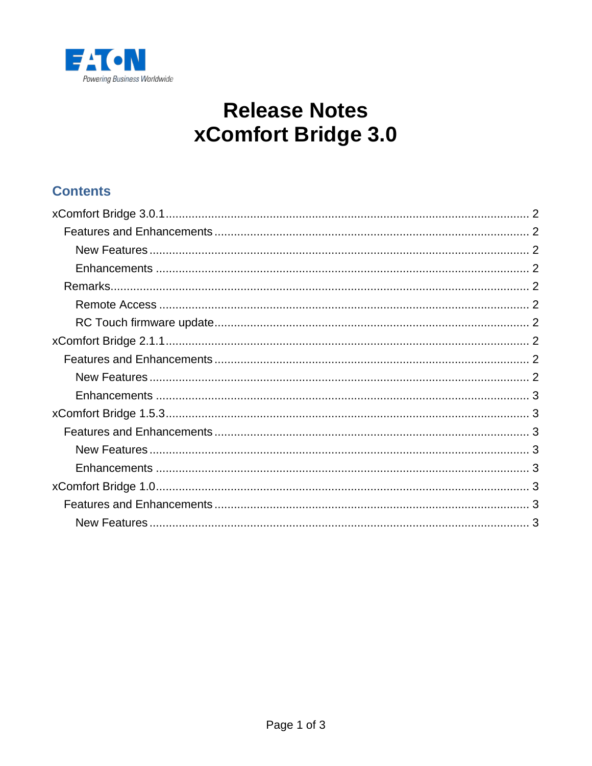# Release Notes
# xComfort Bridge 3.0

## Contents

xComfort Bridge 3.0.1 .......... 2
- Features and Enhancements .......... 2
  - New Features .......... 2
  - Enhancements .......... 2
- Remarks .......... 2
  - Remote Access .......... 2
  - RC Touch firmware update .......... 2

xComfort Bridge 2.1.1 .......... 2
- Features and Enhancements .......... 2
  - New Features .......... 2
  - Enhancements .......... 3

xComfort Bridge 1.5.3 .......... 3
- Features and Enhancements .......... 3
  - New Features .......... 3
  - Enhancements .......... 3

xComfort Bridge 1.0 .......... 3
- Features and Enhancements .......... 3
  - New Features .......... 3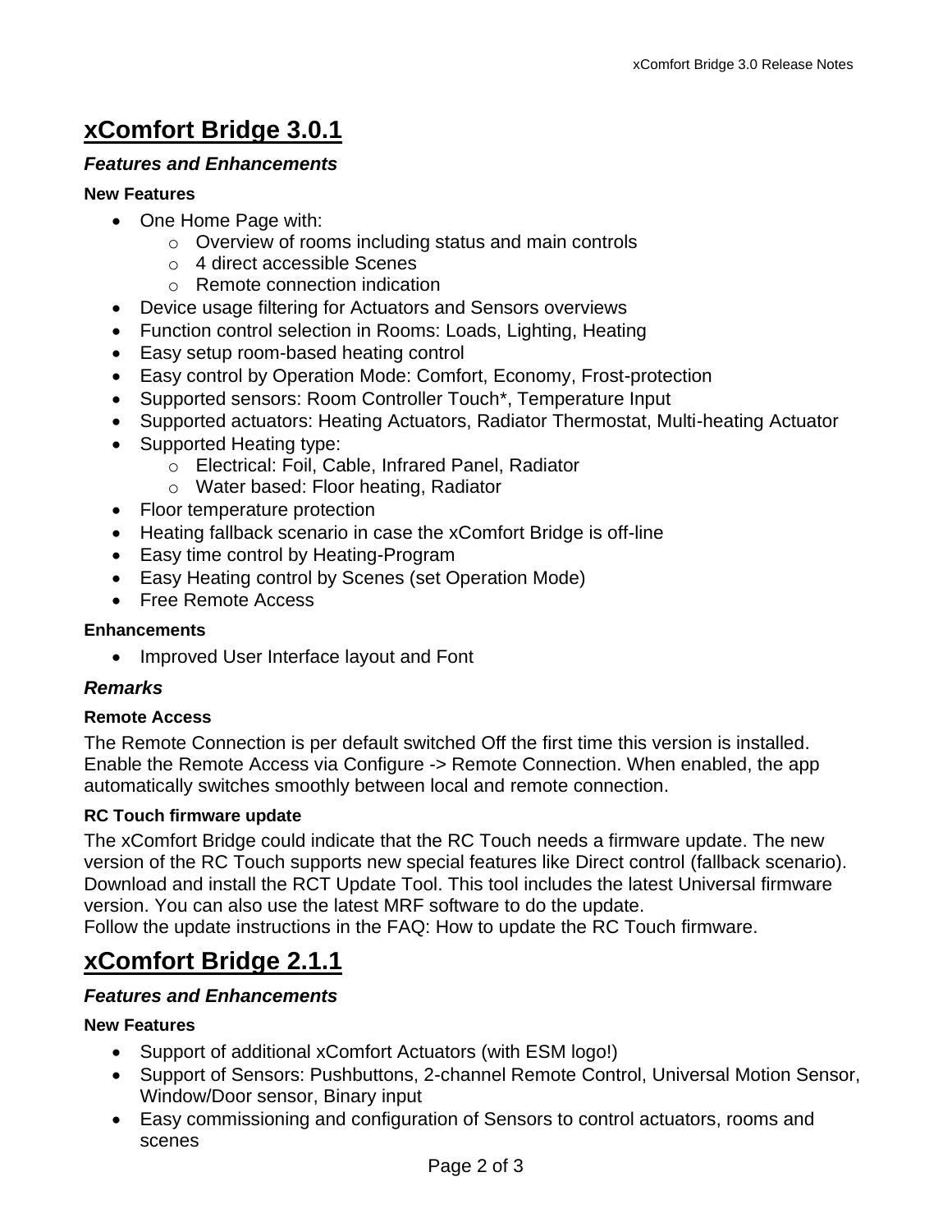# xComfort Bridge 3.0.1

### *Features and Enhancements*

#### New Features

- One Home Page with:
  - Overview of rooms including status and main controls
  - 4 direct accessible Scenes
  - Remote connection indication
- Device usage filtering for Actuators and Sensors overviews
- Function control selection in Rooms: Loads, Lighting, Heating
- Easy setup room-based heating control
- Easy control by Operation Mode: Comfort, Economy, Frost-protection
- Supported sensors: Room Controller Touch*, Temperature Input
- Supported actuators: Heating Actuators, Radiator Thermostat, Multi-heating Actuator
- Supported Heating type:
  - Electrical: Foil, Cable, Infrared Panel, Radiator
  - Water based: Floor heating, Radiator
- Floor temperature protection
- Heating fallback scenario in case the xComfort Bridge is off-line
- Easy time control by Heating-Program
- Easy Heating control by Scenes (set Operation Mode)
- Free Remote Access

#### Enhancements

- Improved User Interface layout and Font

### *Remarks*

#### Remote Access

The Remote Connection is per default switched Off the first time this version is installed. Enable the Remote Access via Configure -> Remote Connection. When enabled, the app automatically switches smoothly between local and remote connection.

#### RC Touch firmware update

The xComfort Bridge could indicate that the RC Touch needs a firmware update. The new version of the RC Touch supports new special features like Direct control (fallback scenario). Download and install the RCT Update Tool. This tool includes the latest Universal firmware version. You can also use the latest MRF software to do the update.
Follow the update instructions in the FAQ: How to update the RC Touch firmware.

# xComfort Bridge 2.1.1

### *Features and Enhancements*

#### New Features

- Support of additional xComfort Actuators (with ESM logo!)
- Support of Sensors: Pushbuttons, 2-channel Remote Control, Universal Motion Sensor, Window/Door sensor, Binary input
- Easy commissioning and configuration of Sensors to control actuators, rooms and scenes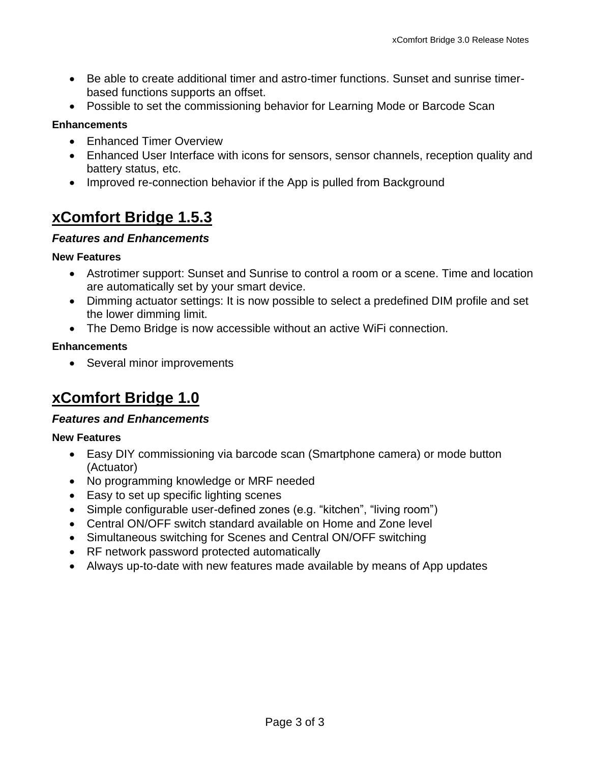- Be able to create additional timer and astro-timer functions. Sunset and sunrise timer-based functions supports an offset.
- Possible to set the commissioning behavior for Learning Mode or Barcode Scan

**Enhancements**

- Enhanced Timer Overview
- Enhanced User Interface with icons for sensors, sensor channels, reception quality and battery status, etc.
- Improved re-connection behavior if the App is pulled from Background

## xComfort Bridge 1.5.3

### *Features and Enhancements*

**New Features**

- Astrotimer support: Sunset and Sunrise to control a room or a scene. Time and location are automatically set by your smart device.
- Dimming actuator settings: It is now possible to select a predefined DIM profile and set the lower dimming limit.
- The Demo Bridge is now accessible without an active WiFi connection.

**Enhancements**

- Several minor improvements

## xComfort Bridge 1.0

### *Features and Enhancements*

**New Features**

- Easy DIY commissioning via barcode scan (Smartphone camera) or mode button (Actuator)
- No programming knowledge or MRF needed
- Easy to set up specific lighting scenes
- Simple configurable user-defined zones (e.g. “kitchen”, “living room”)
- Central ON/OFF switch standard available on Home and Zone level
- Simultaneous switching for Scenes and Central ON/OFF switching
- RF network password protected automatically
- Always up-to-date with new features made available by means of App updates